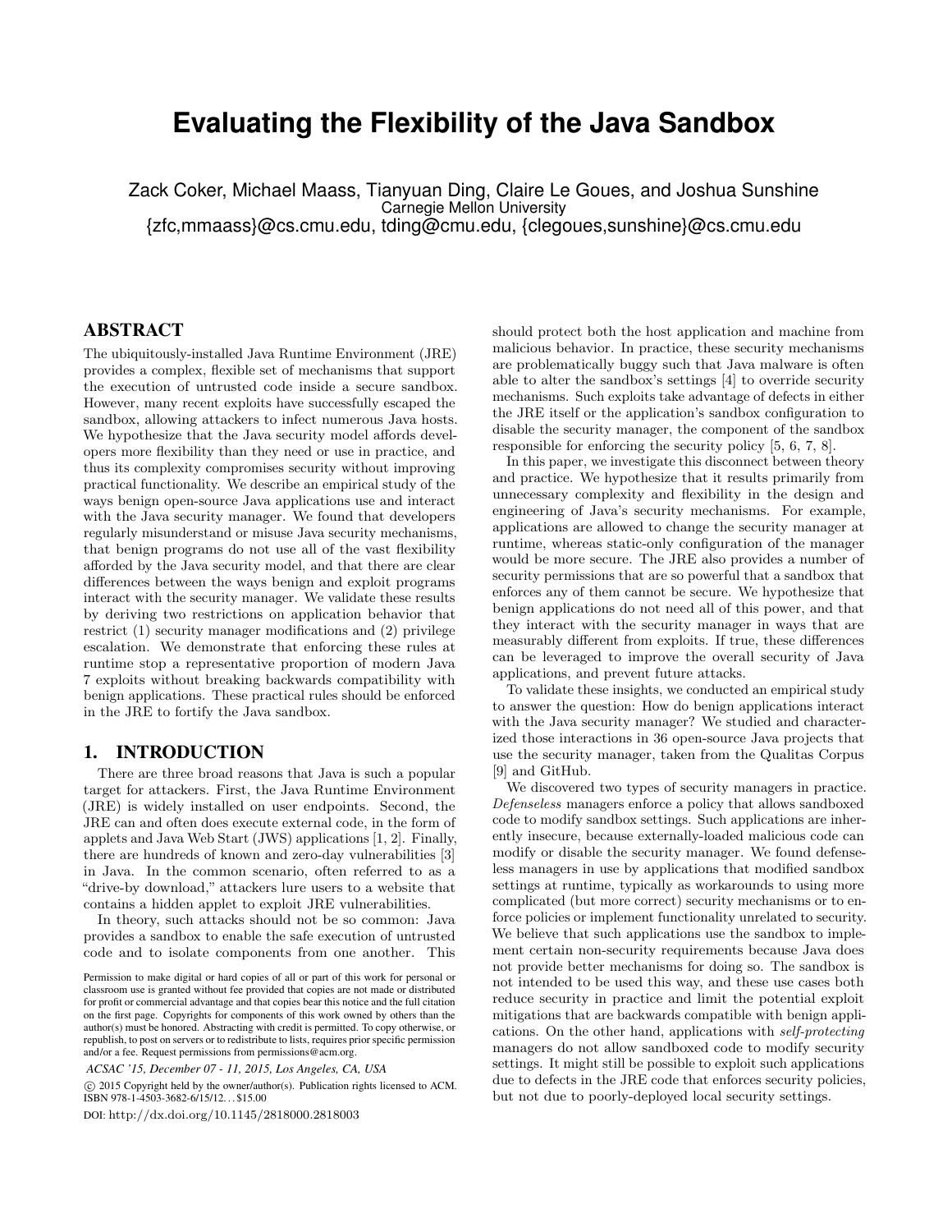# Evaluating the Flexibility of the Java Sandbox

Zack Coker, Michael Maass, Tianyuan Ding, Claire Le Goues, and Joshua Sunshine
Carnegie Mellon University
{zfc,mmaass}@cs.cmu.edu, tding@cmu.edu, {clegoues,sunshine}@cs.cmu.edu

## ABSTRACT

The ubiquitously-installed Java Runtime Environment (JRE) provides a complex, flexible set of mechanisms that support the execution of untrusted code inside a secure sandbox. However, many recent exploits have successfully escaped the sandbox, allowing attackers to infect numerous Java hosts. We hypothesize that the Java security model affords developers more flexibility than they need or use in practice, and thus its complexity compromises security without improving practical functionality. We describe an empirical study of the ways benign open-source Java applications use and interact with the Java security manager. We found that developers regularly misunderstand or misuse Java security mechanisms, that benign programs do not use all of the vast flexibility afforded by the Java security model, and that there are clear differences between the ways benign and exploit programs interact with the security manager. We validate these results by deriving two restrictions on application behavior that restrict (1) security manager modifications and (2) privilege escalation. We demonstrate that enforcing these rules at runtime stop a representative proportion of modern Java 7 exploits without breaking backwards compatibility with benign applications. These practical rules should be enforced in the JRE to fortify the Java sandbox.

## 1. INTRODUCTION

There are three broad reasons that Java is such a popular target for attackers. First, the Java Runtime Environment (JRE) is widely installed on user endpoints. Second, the JRE can and often does execute external code, in the form of applets and Java Web Start (JWS) applications [1, 2]. Finally, there are hundreds of known and zero-day vulnerabilities [3] in Java. In the common scenario, often referred to as a "drive-by download," attackers lure users to a website that contains a hidden applet to exploit JRE vulnerabilities.

In theory, such attacks should not be so common: Java provides a sandbox to enable the safe execution of untrusted code and to isolate components from one another. This should protect both the host application and machine from malicious behavior. In practice, these security mechanisms are problematically buggy such that Java malware is often able to alter the sandbox's settings [4] to override security mechanisms. Such exploits take advantage of defects in either the JRE itself or the application's sandbox configuration to disable the security manager, the component of the sandbox responsible for enforcing the security policy [5, 6, 7, 8].

In this paper, we investigate this disconnect between theory and practice. We hypothesize that it results primarily from unnecessary complexity and flexibility in the design and engineering of Java's security mechanisms. For example, applications are allowed to change the security manager at runtime, whereas static-only configuration of the manager would be more secure. The JRE also provides a number of security permissions that are so powerful that a sandbox that enforces any of them cannot be secure. We hypothesize that benign applications do not need all of this power, and that they interact with the security manager in ways that are measurably different from exploits. If true, these differences can be leveraged to improve the overall security of Java applications, and prevent future attacks.

To validate these insights, we conducted an empirical study to answer the question: How do benign applications interact with the Java security manager? We studied and characterized those interactions in 36 open-source Java projects that use the security manager, taken from the Qualitas Corpus [9] and GitHub.

We discovered two types of security managers in practice. *Defenseless* managers enforce a policy that allows sandboxed code to modify sandbox settings. Such applications are inherently insecure, because externally-loaded malicious code can modify or disable the security manager. We found defenseless managers in use by applications that modified sandbox settings at runtime, typically as workarounds to using more complicated (but more correct) security mechanisms or to enforce policies or implement functionality unrelated to security. We believe that such applications use the sandbox to implement certain non-security requirements because Java does not provide better mechanisms for doing so. The sandbox is not intended to be used this way, and these use cases both reduce security in practice and limit the potential exploit mitigations that are backwards compatible with benign applications. On the other hand, applications with *self-protecting* managers do not allow sandboxed code to modify security settings. It might still be possible to exploit such applications due to defects in the JRE code that enforces security policies, but not due to poorly-deployed local security settings.

Permission to make digital or hard copies of all or part of this work for personal or classroom use is granted without fee provided that copies are not made or distributed for profit or commercial advantage and that copies bear this notice and the full citation on the first page. Copyrights for components of this work owned by others than the author(s) must be honored. Abstracting with credit is permitted. To copy otherwise, or republish, to post on servers or to redistribute to lists, requires prior specific permission and/or a fee. Request permissions from permissions@acm.org.

*ACSAC '15, December 07 - 11, 2015, Los Angeles, CA, USA*

© 2015 Copyright held by the owner/author(s). Publication rights licensed to ACM. ISBN 978-1-4503-3682-6/15/12...$15.00

DOI: http://dx.doi.org/10.1145/2818000.2818003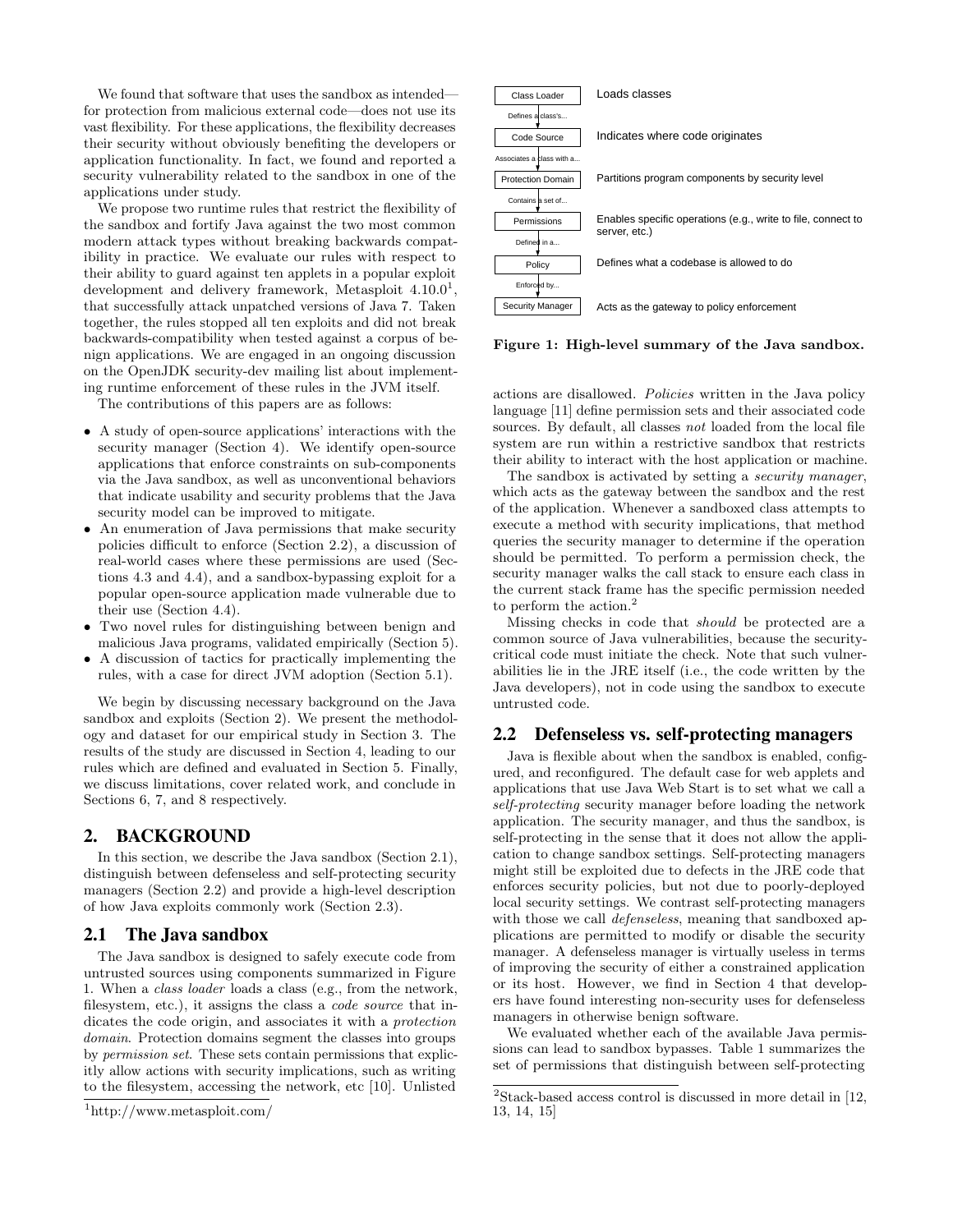We found that software that uses the sandbox as intended—for protection from malicious external code—does not use its vast flexibility. For these applications, the flexibility decreases their security without obviously benefiting the developers or application functionality. In fact, we found and reported a security vulnerability related to the sandbox in one of the applications under study.

We propose two runtime rules that restrict the flexibility of the sandbox and fortify Java against the two most common modern attack types without breaking backwards compatibility in practice. We evaluate our rules with respect to their ability to guard against ten applets in a popular exploit development and delivery framework, Metasploit 4.10.0[1], that successfully attack unpatched versions of Java 7. Taken together, the rules stopped all ten exploits and did not break backwards-compatibility when tested against a corpus of benign applications. We are engaged in an ongoing discussion on the OpenJDK security-dev mailing list about implementing runtime enforcement of these rules in the JVM itself.

The contributions of this papers are as follows:

- A study of open-source applications' interactions with the security manager (Section 4). We identify open-source applications that enforce constraints on sub-components via the Java sandbox, as well as unconventional behaviors that indicate usability and security problems that the Java security model can be improved to mitigate.
- An enumeration of Java permissions that make security policies difficult to enforce (Section 2.2), a discussion of real-world cases where these permissions are used (Sections 4.3 and 4.4), and a sandbox-bypassing exploit for a popular open-source application made vulnerable due to their use (Section 4.4).
- Two novel rules for distinguishing between benign and malicious Java programs, validated empirically (Section 5).
- A discussion of tactics for practically implementing the rules, with a case for direct JVM adoption (Section 5.1).

We begin by discussing necessary background on the Java sandbox and exploits (Section 2). We present the methodology and dataset for our empirical study in Section 3. The results of the study are discussed in Section 4, leading to our rules which are defined and evaluated in Section 5. Finally, we discuss limitations, cover related work, and conclude in Sections 6, 7, and 8 respectively.

## 2. BACKGROUND

In this section, we describe the Java sandbox (Section 2.1), distinguish between defenseless and self-protecting security managers (Section 2.2) and provide a high-level description of how Java exploits commonly work (Section 2.3).

### 2.1 The Java sandbox

The Java sandbox is designed to safely execute code from untrusted sources using components summarized in Figure 1. When a *class loader* loads a class (e.g., from the network, filesystem, etc.), it assigns the class a *code source* that indicates the code origin, and associates it with a *protection domain*. Protection domains segment the classes into groups by *permission set*. These sets contain permissions that explicitly allow actions with security implications, such as writing to the filesystem, accessing the network, etc [10]. Unlisted actions are disallowed. *Policies* written in the Java policy language [11] define permission sets and their associated code sources. By default, all classes *not* loaded from the local file system are run within a restrictive sandbox that restricts their ability to interact with the host application or machine.

| Component | Relation to next | Description |
|---|---|---|
| Class Loader | Defines a class's... | Loads classes |
| Code Source | Associates a class with a... | Indicates where code originates |
| Protection Domain | Contains a set of... | Partitions program components by security level |
| Permissions | Defined in a... | Enables specific operations (e.g., write to file, connect to server, etc.) |
| Policy | Enforced by... | Defines what a codebase is allowed to do |
| Security Manager | | Acts as the gateway to policy enforcement |

**Figure 1: High-level summary of the Java sandbox.**

The sandbox is activated by setting a *security manager*, which acts as the gateway between the sandbox and the rest of the application. Whenever a sandboxed class attempts to execute a method with security implications, that method queries the security manager to determine if the operation should be permitted. To perform a permission check, the security manager walks the call stack to ensure each class in the current stack frame has the specific permission needed to perform the action.[2]

Missing checks in code that *should* be protected are a common source of Java vulnerabilities, because the security-critical code must initiate the check. Note that such vulnerabilities lie in the JRE itself (i.e., the code written by the Java developers), not in code using the sandbox to execute untrusted code.

### 2.2 Defenseless vs. self-protecting managers

Java is flexible about when the sandbox is enabled, configured, and reconfigured. The default case for web applets and applications that use Java Web Start is to set what we call a *self-protecting* security manager before loading the network application. The security manager, and thus the sandbox, is self-protecting in the sense that it does not allow the application to change sandbox settings. Self-protecting managers might still be exploited due to defects in the JRE code that enforces security policies, but not due to poorly-deployed local security settings. We contrast self-protecting managers with those we call *defenseless*, meaning that sandboxed applications are permitted to modify or disable the security manager. A defenseless manager is virtually useless in terms of improving the security of either a constrained application or its host. However, we find in Section 4 that developers have found interesting non-security uses for defenseless managers in otherwise benign software.

We evaluated whether each of the available Java permissions can lead to sandbox bypasses. Table 1 summarizes the set of permissions that distinguish between self-protecting

[1] http://www.metasploit.com/

[2] Stack-based access control is discussed in more detail in [12, 13, 14, 15]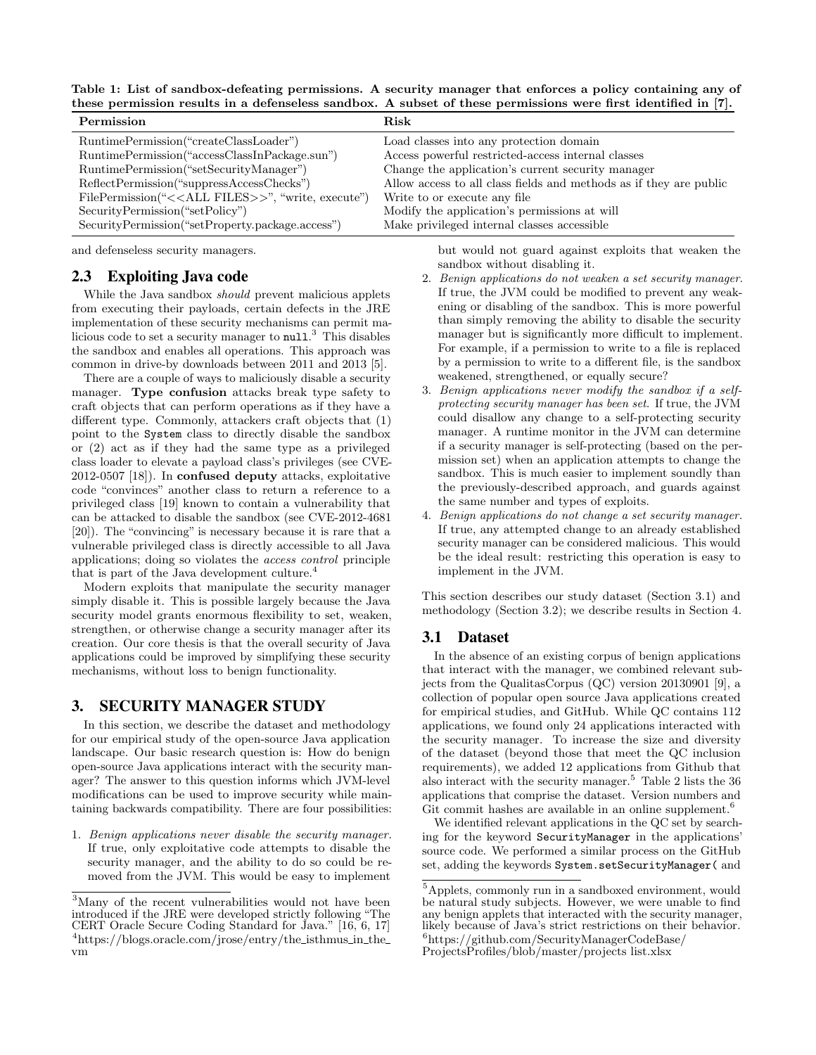**Table 1: List of sandbox-defeating permissions. A security manager that enforces a policy containing any of these permission results in a defenseless sandbox. A subset of these permissions were first identified in [7].**

| Permission | Risk |
|---|---|
| RuntimePermission("createClassLoader") | Load classes into any protection domain |
| RuntimePermission("accessClassInPackage.sun") | Access powerful restricted-access internal classes |
| RuntimePermission("setSecurityManager") | Change the application's current security manager |
| ReflectPermission("suppressAccessChecks") | Allow access to all class fields and methods as if they are public |
| FilePermission("<<ALL FILES>>", "write, execute") | Write to or execute any file |
| SecurityPermission("setPolicy") | Modify the application's permissions at will |
| SecurityPermission("setProperty.package.access") | Make privileged internal classes accessible |

and defenseless security managers.

## 2.3 Exploiting Java code

While the Java sandbox *should* prevent malicious applets from executing their payloads, certain defects in the JRE implementation of these security mechanisms can permit malicious code to set a security manager to `null`.[3] This disables the sandbox and enables all operations. This approach was common in drive-by downloads between 2011 and 2013 [5].

There are a couple of ways to maliciously disable a security manager. **Type confusion** attacks break type safety to craft objects that can perform operations as if they have a different type. Commonly, attackers craft objects that (1) point to the `System` class to directly disable the sandbox or (2) act as if they had the same type as a privileged class loader to elevate a payload class's privileges (see CVE-2012-0507 [18]). In **confused deputy** attacks, exploitative code "convinces" another class to return a reference to a privileged class [19] known to contain a vulnerability that can be attacked to disable the sandbox (see CVE-2012-4681 [20]). The "convincing" is necessary because it is rare that a vulnerable privileged class is directly accessible to all Java applications; doing so violates the *access control* principle that is part of the Java development culture.[4]

Modern exploits that manipulate the security manager simply disable it. This is possible largely because the Java security model grants enormous flexibility to set, weaken, strengthen, or otherwise change a security manager after its creation. Our core thesis is that the overall security of Java applications could be improved by simplifying these security mechanisms, without loss to benign functionality.

# 3. SECURITY MANAGER STUDY

In this section, we describe the dataset and methodology for our empirical study of the open-source Java application landscape. Our basic research question is: How do benign open-source Java applications interact with the security manager? The answer to this question informs which JVM-level modifications can be used to improve security while maintaining backwards compatibility. There are four possibilities:

1. *Benign applications never disable the security manager.* If true, only exploitative code attempts to disable the security manager, and the ability to do so could be removed from the JVM. This would be easy to implement but would not guard against exploits that weaken the sandbox without disabling it.
2. *Benign applications do not weaken a set security manager.* If true, the JVM could be modified to prevent any weakening or disabling of the sandbox. This is more powerful than simply removing the ability to disable the security manager but is significantly more difficult to implement. For example, if a permission to write to a file is replaced by a permission to write to a different file, is the sandbox weakened, strengthened, or equally secure?
3. *Benign applications never modify the sandbox if a self-protecting security manager has been set.* If true, the JVM could disallow any change to a self-protecting security manager. A runtime monitor in the JVM can determine if a security manager is self-protecting (based on the permission set) when an application attempts to change the sandbox. This is much easier to implement soundly than the previously-described approach, and guards against the same number and types of exploits.
4. *Benign applications do not change a set security manager.* If true, any attempted change to an already established security manager can be considered malicious. This would be the ideal result: restricting this operation is easy to implement in the JVM.

This section describes our study dataset (Section 3.1) and methodology (Section 3.2); we describe results in Section 4.

## 3.1 Dataset

In the absence of an existing corpus of benign applications that interact with the manager, we combined relevant subjects from the QualitasCorpus (QC) version 20130901 [9], a collection of popular open source Java applications created for empirical studies, and GitHub. While QC contains 112 applications, we found only 24 applications interacted with the security manager. To increase the size and diversity of the dataset (beyond those that meet the QC inclusion requirements), we added 12 applications from Github that also interact with the security manager.[5] Table 2 lists the 36 applications that comprise the dataset. Version numbers and Git commit hashes are available in an online supplement.[6]

We identified relevant applications in the QC set by searching for the keyword `SecurityManager` in the applications' source code. We performed a similar process on the GitHub set, adding the keywords `System.setSecurityManager(` and

---

[3] Many of the recent vulnerabilities would not have been introduced if the JRE were developed strictly following "The CERT Oracle Secure Coding Standard for Java." [16, 6, 17]

[4] https://blogs.oracle.com/jrose/entry/the_isthmus_in_the_vm

[5] Applets, commonly run in a sandboxed environment, would be natural study subjects. However, we were unable to find any benign applets that interacted with the security manager, likely because of Java's strict restrictions on their behavior.

[6] https://github.com/SecurityManagerCodeBase/ProjectsProfiles/blob/master/projects list.xlsx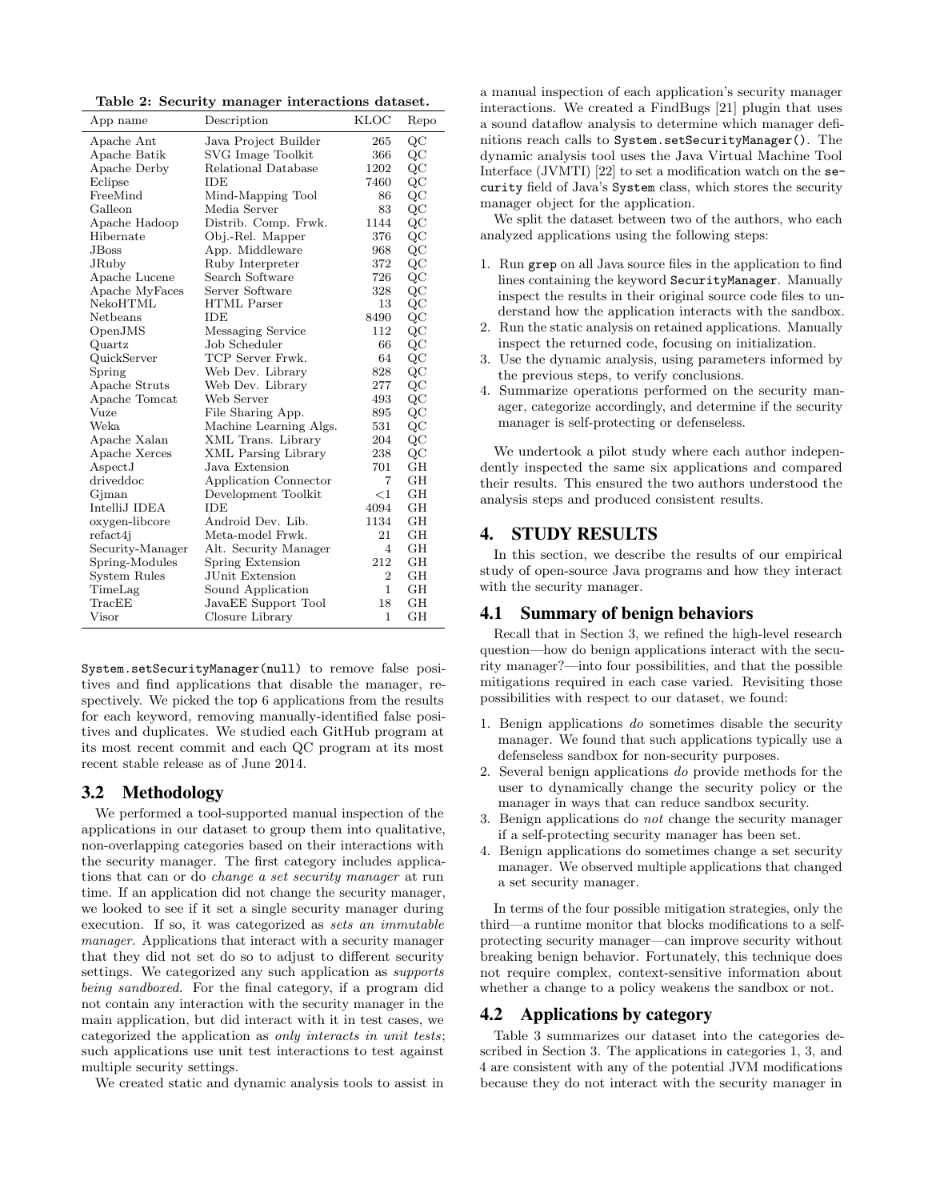Table 2: Security manager interactions dataset.

| App name | Description | KLOC | Repo |
|---|---|---|---|
| Apache Ant | Java Project Builder | 265 | QC |
| Apache Batik | SVG Image Toolkit | 366 | QC |
| Apache Derby | Relational Database | 1202 | QC |
| Eclipse | IDE | 7460 | QC |
| FreeMind | Mind-Mapping Tool | 86 | QC |
| Galleon | Media Server | 83 | QC |
| Apache Hadoop | Distrib. Comp. Frwk. | 1144 | QC |
| Hibernate | Obj.-Rel. Mapper | 376 | QC |
| JBoss | App. Middleware | 968 | QC |
| JRuby | Ruby Interpreter | 372 | QC |
| Apache Lucene | Search Software | 726 | QC |
| Apache MyFaces | Server Software | 328 | QC |
| NekoHTML | HTML Parser | 13 | QC |
| Netbeans | IDE | 8490 | QC |
| OpenJMS | Messaging Service | 112 | QC |
| Quartz | Job Scheduler | 66 | QC |
| QuickServer | TCP Server Frwk. | 64 | QC |
| Spring | Web Dev. Library | 828 | QC |
| Apache Struts | Web Dev. Library | 277 | QC |
| Apache Tomcat | Web Server | 493 | QC |
| Vuze | File Sharing App. | 895 | QC |
| Weka | Machine Learning Algs. | 531 | QC |
| Apache Xalan | XML Trans. Library | 204 | QC |
| Apache Xerces | XML Parsing Library | 238 | QC |
| AspectJ | Java Extension | 701 | GH |
| driveddoc | Application Connector | 7 | GH |
| Gjman | Development Toolkit | <1 | GH |
| IntelliJ IDEA | IDE | 4094 | GH |
| oxygen-libcore | Android Dev. Lib. | 1134 | GH |
| refact4j | Meta-model Frwk. | 21 | GH |
| Security-Manager | Alt. Security Manager | 4 | GH |
| Spring-Modules | Spring Extension | 212 | GH |
| System Rules | JUnit Extension | 2 | GH |
| TimeLag | Sound Application | 1 | GH |
| TracEE | JavaEE Support Tool | 18 | GH |
| Visor | Closure Library | 1 | GH |

`System.setSecurityManager(null)` to remove false positives and find applications that disable the manager, respectively. We picked the top 6 applications from the results for each keyword, removing manually-identified false positives and duplicates. We studied each GitHub program at its most recent commit and each QC program at its most recent stable release as of June 2014.

## 3.2 Methodology

We performed a tool-supported manual inspection of the applications in our dataset to group them into qualitative, non-overlapping categories based on their interactions with the security manager. The first category includes applications that can or do *change a set security manager* at run time. If an application did not change the security manager, we looked to see if it set a single security manager during execution. If so, it was categorized as *sets an immutable manager*. Applications that interact with a security manager that they did not set do so to adjust to different security settings. We categorized any such application as *supports being sandboxed*. For the final category, if a program did not contain any interaction with the security manager in the main application, but did interact with it in test cases, we categorized the application as *only interacts in unit tests*; such applications use unit test interactions to test against multiple security settings.

We created static and dynamic analysis tools to assist in a manual inspection of each application's security manager interactions. We created a FindBugs [21] plugin that uses a sound dataflow analysis to determine which manager definitions reach calls to `System.setSecurityManager()`. The dynamic analysis tool uses the Java Virtual Machine Tool Interface (JVMTI) [22] to set a modification watch on the `security` field of Java's `System` class, which stores the security manager object for the application.

We split the dataset between two of the authors, who each analyzed applications using the following steps:

1. Run `grep` on all Java source files in the application to find lines containing the keyword `SecurityManager`. Manually inspect the results in their original source code files to understand how the application interacts with the sandbox.
2. Run the static analysis on retained applications. Manually inspect the returned code, focusing on initialization.
3. Use the dynamic analysis, using parameters informed by the previous steps, to verify conclusions.
4. Summarize operations performed on the security manager, categorize accordingly, and determine if the security manager is self-protecting or defenseless.

We undertook a pilot study where each author independently inspected the same six applications and compared their results. This ensured the two authors understood the analysis steps and produced consistent results.

# 4. STUDY RESULTS

In this section, we describe the results of our empirical study of open-source Java programs and how they interact with the security manager.

## 4.1 Summary of benign behaviors

Recall that in Section 3, we refined the high-level research question—how do benign applications interact with the security manager?—into four possibilities, and that the possible mitigations required in each case varied. Revisiting those possibilities with respect to our dataset, we found:

1. Benign applications *do* sometimes disable the security manager. We found that such applications typically use a defenseless sandbox for non-security purposes.
2. Several benign applications *do* provide methods for the user to dynamically change the security policy or the manager in ways that can reduce sandbox security.
3. Benign applications do *not* change the security manager if a self-protecting security manager has been set.
4. Benign applications do sometimes change a set security manager. We observed multiple applications that changed a set security manager.

In terms of the four possible mitigation strategies, only the third—a runtime monitor that blocks modifications to a self-protecting security manager—can improve security without breaking benign behavior. Fortunately, this technique does not require complex, context-sensitive information about whether a change to a policy weakens the sandbox or not.

## 4.2 Applications by category

Table 3 summarizes our dataset into the categories described in Section 3. The applications in categories 1, 3, and 4 are consistent with any of the potential JVM modifications because they do not interact with the security manager in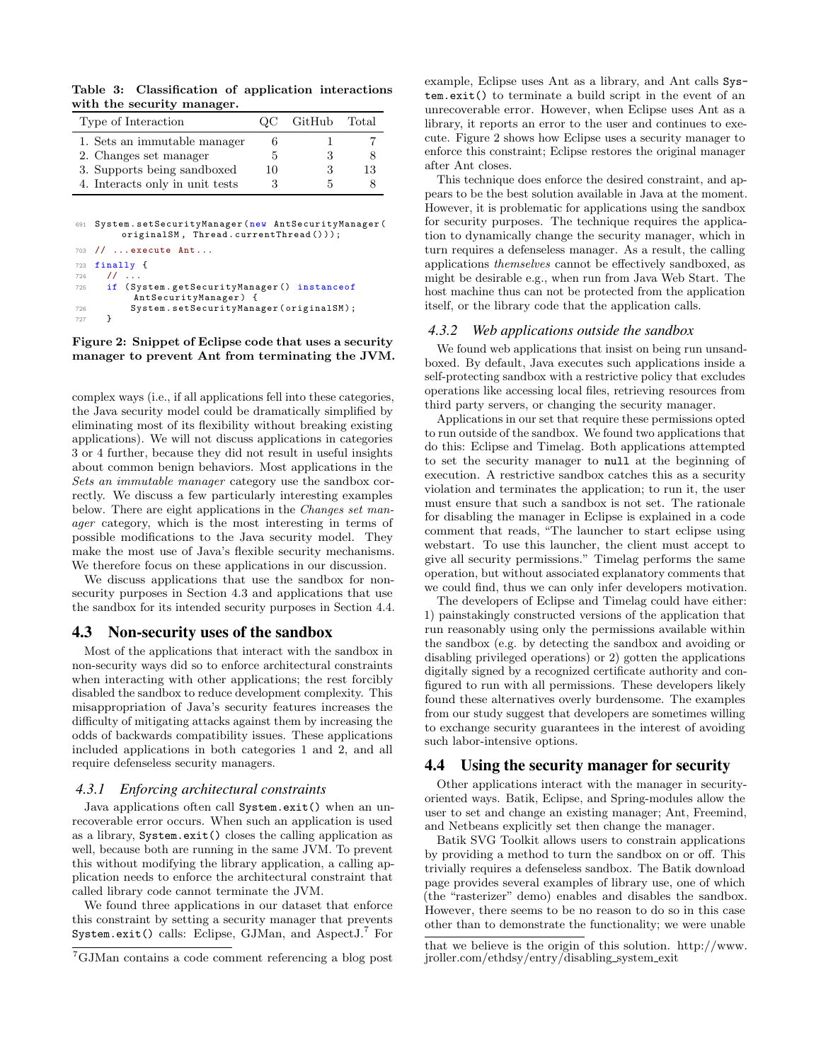**Table 3: Classification of application interactions with the security manager.**

| Type of Interaction | QC | GitHub | Total |
|---|---|---|---|
| 1. Sets an immutable manager | 6 | 1 | 7 |
| 2. Changes set manager | 5 | 3 | 8 |
| 3. Supports being sandboxed | 10 | 3 | 13 |
| 4. Interacts only in unit tests | 3 | 5 | 8 |

```
691 System.setSecurityManager(new AntSecurityManager(
        originalSM, Thread.currentThread()));
703 // ...execute Ant...
723 finally {
724   // ...
725   if (System.getSecurityManager() instanceof
          AntSecurityManager) {
726       System.setSecurityManager(originalSM);
727   }
```

**Figure 2: Snippet of Eclipse code that uses a security manager to prevent Ant from terminating the JVM.**

complex ways (i.e., if all applications fell into these categories, the Java security model could be dramatically simplified by eliminating most of its flexibility without breaking existing applications). We will not discuss applications in categories 3 or 4 further, because they did not result in useful insights about common benign behaviors. Most applications in the *Sets an immutable manager* category use the sandbox correctly. We discuss a few particularly interesting examples below. There are eight applications in the *Changes set manager* category, which is the most interesting in terms of possible modifications to the Java security model. They make the most use of Java's flexible security mechanisms. We therefore focus on these applications in our discussion.

We discuss applications that use the sandbox for non-security purposes in Section 4.3 and applications that use the sandbox for its intended security purposes in Section 4.4.

## 4.3 Non-security uses of the sandbox

Most of the applications that interact with the sandbox in non-security ways did so to enforce architectural constraints when interacting with other applications; the rest forcibly disabled the sandbox to reduce development complexity. This misappropriation of Java's security features increases the difficulty of mitigating attacks against them by increasing the odds of backwards compatibility issues. These applications included applications in both categories 1 and 2, and all require defenseless security managers.

### 4.3.1 Enforcing architectural constraints

Java applications often call `System.exit()` when an unrecoverable error occurs. When such an application is used as a library, `System.exit()` closes the calling application as well, because both are running in the same JVM. To prevent this without modifying the library application, a calling application needs to enforce the architectural constraint that called library code cannot terminate the JVM.

We found three applications in our dataset that enforce this constraint by setting a security manager that prevents `System.exit()` calls: Eclipse, GJMan, and AspectJ.[7] For example, Eclipse uses Ant as a library, and Ant calls `System.exit()` to terminate a build script in the event of an unrecoverable error. However, when Eclipse uses Ant as a library, it reports an error to the user and continues to execute. Figure 2 shows how Eclipse uses a security manager to enforce this constraint; Eclipse restores the original manager after Ant closes.

This technique does enforce the desired constraint, and appears to be the best solution available in Java at the moment. However, it is problematic for applications using the sandbox for security purposes. The technique requires the application to dynamically change the security manager, which in turn requires a defenseless manager. As a result, the calling applications *themselves* cannot be effectively sandboxed, as might be desirable e.g., when run from Java Web Start. The host machine thus can not be protected from the application itself, or the library code that the application calls.

### 4.3.2 Web applications outside the sandbox

We found web applications that insist on being run unsandboxed. By default, Java executes such applications inside a self-protecting sandbox with a restrictive policy that excludes operations like accessing local files, retrieving resources from third party servers, or changing the security manager.

Applications in our set that require these permissions opted to run outside of the sandbox. We found two applications that do this: Eclipse and Timelag. Both applications attempted to set the security manager to `null` at the beginning of execution. A restrictive sandbox catches this as a security violation and terminates the application; to run it, the user must ensure that such a sandbox is not set. The rationale for disabling the manager in Eclipse is explained in a code comment that reads, "The launcher to start eclipse using webstart. To use this launcher, the client must accept to give all security permissions." Timelag performs the same operation, but without associated explanatory comments that we could find, thus we can only infer developers motivation.

The developers of Eclipse and Timelag could have either: 1) painstakingly constructed versions of the application that run reasonably using only the permissions available within the sandbox (e.g. by detecting the sandbox and avoiding or disabling privileged operations) or 2) gotten the applications digitally signed by a recognized certificate authority and configured to run with all permissions. These developers likely found these alternatives overly burdensome. The examples from our study suggest that developers are sometimes willing to exchange security guarantees in the interest of avoiding such labor-intensive options.

## 4.4 Using the security manager for security

Other applications interact with the manager in security-oriented ways. Batik, Eclipse, and Spring-modules allow the user to set and change an existing manager; Ant, Freemind, and Netbeans explicitly set then change the manager.

Batik SVG Toolkit allows users to constrain applications by providing a method to turn the sandbox on or off. This trivially requires a defenseless sandbox. The Batik download page provides several examples of library use, one of which (the "rasterizer" demo) enables and disables the sandbox. However, there seems to be no reason to do so in this case other than to demonstrate the functionality; we were unable

[7]GJMan contains a code comment referencing a blog post that we believe is the origin of this solution. http://www.jroller.com/ethdsy/entry/disabling_system_exit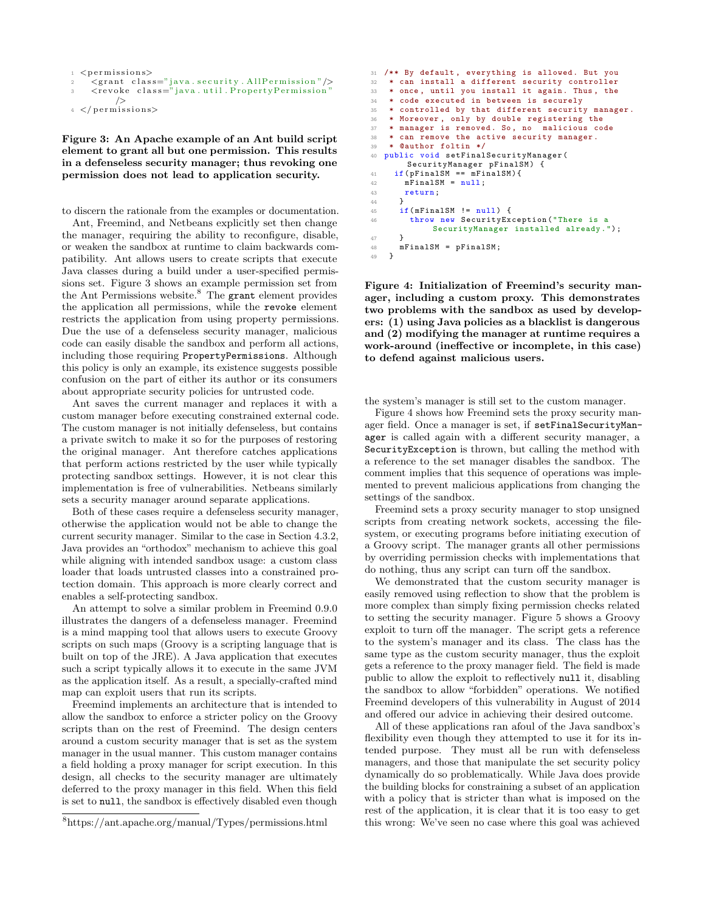```
1 <permissions>
2   <grant class="java.security.AllPermission"/>
3   <revoke class="java.util.PropertyPermission"
        />
4 </permissions>
```

**Figure 3: An Apache example of an Ant build script element to grant all but one permission. This results in a defenseless security manager; thus revoking one permission does not lead to application security.**

to discern the rationale from the examples or documentation.

Ant, Freemind, and Netbeans explicitly set then change the manager, requiring the ability to reconfigure, disable, or weaken the sandbox at runtime to claim backwards compatibility. Ant allows users to create scripts that execute Java classes during a build under a user-specified permissions set. Figure 3 shows an example permission set from the Ant Permissions website.[8] The `grant` element provides the application all permissions, while the `revoke` element restricts the application from using property permissions. Due the use of a defenseless security manager, malicious code can easily disable the sandbox and perform all actions, including those requiring `PropertyPermissions`. Although this policy is only an example, its existence suggests possible confusion on the part of either its author or its consumers about appropriate security policies for untrusted code.

Ant saves the current manager and replaces it with a custom manager before executing constrained external code. The custom manager is not initially defenseless, but contains a private switch to make it so for the purposes of restoring the original manager. Ant therefore catches applications that perform actions restricted by the user while typically protecting sandbox settings. However, it is not clear this implementation is free of vulnerabilities. Netbeans similarly sets a security manager around separate applications.

Both of these cases require a defenseless security manager, otherwise the application would not be able to change the current security manager. Similar to the case in Section 4.3.2, Java provides an "orthodox" mechanism to achieve this goal while aligning with intended sandbox usage: a custom class loader that loads untrusted classes into a constrained protection domain. This approach is more clearly correct and enables a self-protecting sandbox.

An attempt to solve a similar problem in Freemind 0.9.0 illustrates the dangers of a defenseless manager. Freemind is a mind mapping tool that allows users to execute Groovy scripts on such maps (Groovy is a scripting language that is built on top of the JRE). A Java application that executes such a script typically allows it to execute in the same JVM as the application itself. As a result, a specially-crafted mind map can exploit users that run its scripts.

Freemind implements an architecture that is intended to allow the sandbox to enforce a stricter policy on the Groovy scripts than on the rest of Freemind. The design centers around a custom security manager that is set as the system manager in the usual manner. This custom manager contains a field holding a proxy manager for script execution. In this design, all checks to the security manager are ultimately deferred to the proxy manager in this field. When this field is set to `null`, the sandbox is effectively disabled even though the system's manager is still set to the custom manager.

[8] https://ant.apache.org/manual/Types/permissions.html

```
31 /** By default, everything is allowed. But you
32  * can install a different security controller
33  * once, until you install it again. Thus, the
34  * code executed in between is securely
35  * controlled by that different security manager.
36  * Moreover, only by double registering the
37  * manager is removed. So, no  malicious code
38  * can remove the active security manager.
39  * @author foltin */
40 public void setFinalSecurityManager(
       SecurityManager pFinalSM) {
41   if(pFinalSM == mFinalSM){
42     mFinalSM = null;
43     return;
44   }
45   if(mFinalSM != null) {
46     throw new SecurityException("There is a
           SecurityManager installed already.");
47   }
48   mFinalSM = pFinalSM;
49 }
```

**Figure 4: Initialization of Freemind's security manager, including a custom proxy. This demonstrates two problems with the sandbox as used by developers: (1) using Java policies as a blacklist is dangerous and (2) modifying the manager at runtime requires a work-around (ineffective or incomplete, in this case) to defend against malicious users.**

Figure 4 shows how Freemind sets the proxy security manager field. Once a manager is set, if `setFinalSecurityManager` is called again with a different security manager, a `SecurityException` is thrown, but calling the method with a reference to the set manager disables the sandbox. The comment implies that this sequence of operations was implemented to prevent malicious applications from changing the settings of the sandbox.

Freemind sets a proxy security manager to stop unsigned scripts from creating network sockets, accessing the filesystem, or executing programs before initiating execution of a Groovy script. The manager grants all other permissions by overriding permission checks with implementations that do nothing, thus any script can turn off the sandbox.

We demonstrated that the custom security manager is easily removed using reflection to show that the problem is more complex than simply fixing permission checks related to setting the security manager. Figure 5 shows a Groovy exploit to turn off the manager. The script gets a reference to the system's manager and its class. The class has the same type as the custom security manager, thus the exploit gets a reference to the proxy manager field. The field is made public to allow the exploit to reflectively `null` it, disabling the sandbox to allow "forbidden" operations. We notified Freemind developers of this vulnerability in August of 2014 and offered our advice in achieving their desired outcome.

All of these applications ran afoul of the Java sandbox's flexibility even though they attempted to use it for its intended purpose. They must all be run with defenseless managers, and those that manipulate the set security policy dynamically do so problematically. While Java does provide the building blocks for constraining a subset of an application with a policy that is stricter than what is imposed on the rest of the application, it is clear that it is too easy to get this wrong: We've seen no case where this goal was achieved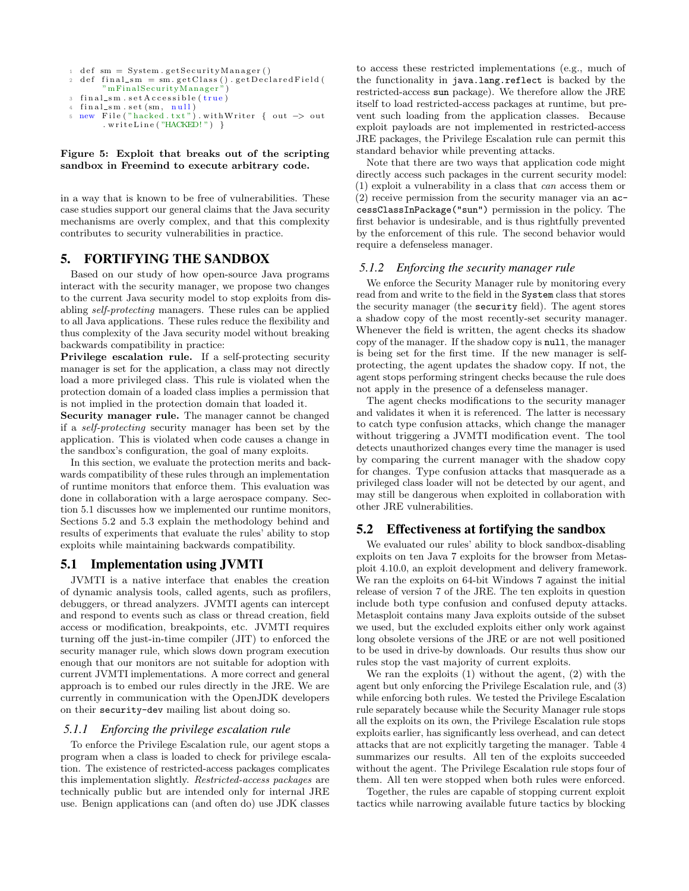```
def sm = System.getSecurityManager()
def final_sm = sm.getClass().getDeclaredField(
      "mFinalSecurityManager")
final_sm.setAccessible(true)
final_sm.set(sm, null)
new File("hacked.txt").withWriter { out -> out
      .writeLine("HACKED!") }
```

**Figure 5: Exploit that breaks out of the scripting sandbox in Freemind to execute arbitrary code.**

in a way that is known to be free of vulnerabilities. These case studies support our general claims that the Java security mechanisms are overly complex, and that this complexity contributes to security vulnerabilities in practice.

## 5. FORTIFYING THE SANDBOX

Based on our study of how open-source Java programs interact with the security manager, we propose two changes to the current Java security model to stop exploits from disabling *self-protecting* managers. These rules can be applied to all Java applications. These rules reduce the flexibility and thus complexity of the Java security model without breaking backwards compatibility in practice:

**Privilege escalation rule.** If a self-protecting security manager is set for the application, a class may not directly load a more privileged class. This rule is violated when the protection domain of a loaded class implies a permission that is not implied in the protection domain that loaded it.

**Security manager rule.** The manager cannot be changed if a *self-protecting* security manager has been set by the application. This is violated when code causes a change in the sandbox's configuration, the goal of many exploits.

In this section, we evaluate the protection merits and backwards compatibility of these rules through an implementation of runtime monitors that enforce them. This evaluation was done in collaboration with a large aerospace company. Section 5.1 discusses how we implemented our runtime monitors, Sections 5.2 and 5.3 explain the methodology behind and results of experiments that evaluate the rules' ability to stop exploits while maintaining backwards compatibility.

### 5.1 Implementation using JVMTI

JVMTI is a native interface that enables the creation of dynamic analysis tools, called agents, such as profilers, debuggers, or thread analyzers. JVMTI agents can intercept and respond to events such as class or thread creation, field access or modification, breakpoints, etc. JVMTI requires turning off the just-in-time compiler (JIT) to enforced the security manager rule, which slows down program execution enough that our monitors are not suitable for adoption with current JVMTI implementations. A more correct and general approach is to embed our rules directly in the JRE. We are currently in communication with the OpenJDK developers on their `security-dev` mailing list about doing so.

#### 5.1.1 Enforcing the privilege escalation rule

To enforce the Privilege Escalation rule, our agent stops a program when a class is loaded to check for privilege escalation. The existence of restricted-access packages complicates this implementation slightly. *Restricted-access packages* are technically public but are intended only for internal JRE use. Benign applications can (and often do) use JDK classes to access these restricted implementations (e.g., much of the functionality in `java.lang.reflect` is backed by the restricted-access `sun` package). We therefore allow the JRE itself to load restricted-access packages at runtime, but prevent such loading from the application classes. Because exploit payloads are not implemented in restricted-access JRE packages, the Privilege Escalation rule can permit this standard behavior while preventing attacks.

Note that there are two ways that application code might directly access such packages in the current security model: (1) exploit a vulnerability in a class that *can* access them or (2) receive permission from the security manager via an `accessClassInPackage("sun")` permission in the policy. The first behavior is undesirable, and is thus rightfully prevented by the enforcement of this rule. The second behavior would require a defenseless manager.

#### 5.1.2 Enforcing the security manager rule

We enforce the Security Manager rule by monitoring every read from and write to the field in the `System` class that stores the security manager (the `security` field). The agent stores a shadow copy of the most recently-set security manager. Whenever the field is written, the agent checks its shadow copy of the manager. If the shadow copy is `null`, the manager is being set for the first time. If the new manager is self-protecting, the agent updates the shadow copy. If not, the agent stops performing stringent checks because the rule does not apply in the presence of a defenseless manager.

The agent checks modifications to the security manager and validates it when it is referenced. The latter is necessary to catch type confusion attacks, which change the manager without triggering a JVMTI modification event. The tool detects unauthorized changes every time the manager is used by comparing the current manager with the shadow copy for changes. Type confusion attacks that masquerade as a privileged class loader will not be detected by our agent, and may still be dangerous when exploited in collaboration with other JRE vulnerabilities.

### 5.2 Effectiveness at fortifying the sandbox

We evaluated our rules' ability to block sandbox-disabling exploits on ten Java 7 exploits for the browser from Metasploit 4.10.0, an exploit development and delivery framework. We ran the exploits on 64-bit Windows 7 against the initial release of version 7 of the JRE. The ten exploits in question include both type confusion and confused deputy attacks. Metasploit contains many Java exploits outside of the subset we used, but the excluded exploits either only work against long obsolete versions of the JRE or are not well positioned to be used in drive-by downloads. Our results thus show our rules stop the vast majority of current exploits.

We ran the exploits (1) without the agent, (2) with the agent but only enforcing the Privilege Escalation rule, and (3) while enforcing both rules. We tested the Privilege Escalation rule separately because while the Security Manager rule stops all the exploits on its own, the Privilege Escalation rule stops exploits earlier, has significantly less overhead, and can detect attacks that are not explicitly targeting the manager. Table 4 summarizes our results. All ten of the exploits succeeded without the agent. The Privilege Escalation rule stops four of them. All ten were stopped when both rules were enforced.

Together, the rules are capable of stopping current exploit tactics while narrowing available future tactics by blocking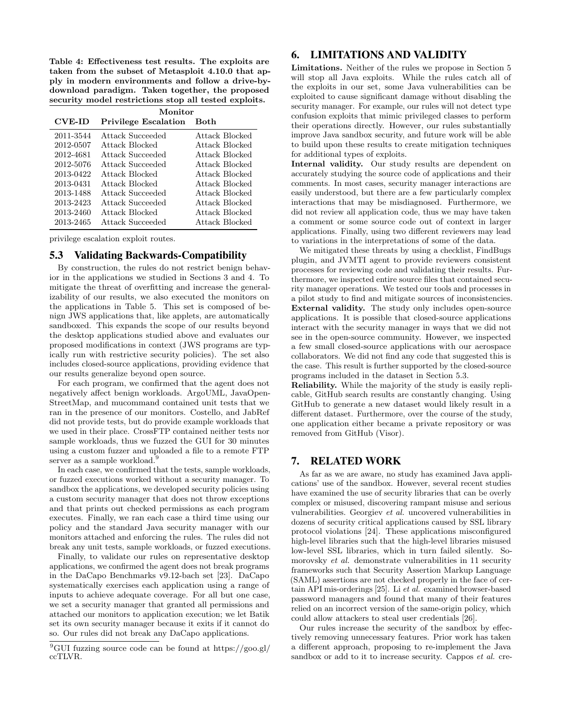**Table 4: Effectiveness test results. The exploits are taken from the subset of Metasploit 4.10.0 that apply in modern environments and follow a drive-by-download paradigm. Taken together, the proposed security model restrictions stop all tested exploits.**

| | Monitor | |
|---|---|---|
| **CVE-ID** | **Privilege Escalation** | **Both** |
| 2011-3544 | Attack Succeeded | Attack Blocked |
| 2012-0507 | Attack Blocked | Attack Blocked |
| 2012-4681 | Attack Succeeded | Attack Blocked |
| 2012-5076 | Attack Succeeded | Attack Blocked |
| 2013-0422 | Attack Blocked | Attack Blocked |
| 2013-0431 | Attack Blocked | Attack Blocked |
| 2013-1488 | Attack Succeeded | Attack Blocked |
| 2013-2423 | Attack Succeeded | Attack Blocked |
| 2013-2460 | Attack Blocked | Attack Blocked |
| 2013-2465 | Attack Succeeded | Attack Blocked |

privilege escalation exploit routes.

### 5.3 Validating Backwards-Compatibility

By construction, the rules do not restrict benign behavior in the applications we studied in Sections 3 and 4. To mitigate the threat of overfitting and increase the generalizability of our results, we also executed the monitors on the applications in Table 5. This set is composed of benign JWS applications that, like applets, are automatically sandboxed. This expands the scope of our results beyond the desktop applications studied above and evaluates our proposed modifications in context (JWS programs are typically run with restrictive security policies). The set also includes closed-source applications, providing evidence that our results generalize beyond open source.

For each program, we confirmed that the agent does not negatively affect benign workloads. ArgoUML, JavaOpenStreetMap, and mucommand contained unit tests that we ran in the presence of our monitors. Costello, and JabRef did not provide tests, but do provide example workloads that we used in their place. CrossFTP contained neither tests nor sample workloads, thus we fuzzed the GUI for 30 minutes using a custom fuzzer and uploaded a file to a remote FTP server as a sample workload.[9]

In each case, we confirmed that the tests, sample workloads, or fuzzed executions worked without a security manager. To sandbox the applications, we developed security policies using a custom security manager that does not throw exceptions and that prints out checked permissions as each program executes. Finally, we ran each case a third time using our policy and the standard Java security manager with our monitors attached and enforcing the rules. The rules did not break any unit tests, sample workloads, or fuzzed executions.

Finally, to validate our rules on representative desktop applications, we confirmed the agent does not break programs in the DaCapo Benchmarks v9.12-bach set [23]. DaCapo systematically exercises each application using a range of inputs to achieve adequate coverage. For all but one case, we set a security manager that granted all permissions and attached our monitors to application execution; we let Batik set its own security manager because it exits if it cannot do so. Our rules did not break any DaCapo applications.

[9]GUI fuzzing source code can be found at https://goo.gl/ccTLVR.

## 6. LIMITATIONS AND VALIDITY

**Limitations.** Neither of the rules we propose in Section 5 will stop all Java exploits. While the rules catch all of the exploits in our set, some Java vulnerabilities can be exploited to cause significant damage without disabling the security manager. For example, our rules will not detect type confusion exploits that mimic privileged classes to perform their operations directly. However, our rules substantially improve Java sandbox security, and future work will be able to build upon these results to create mitigation techniques for additional types of exploits.

**Internal validity.** Our study results are dependent on accurately studying the source code of applications and their comments. In most cases, security manager interactions are easily understood, but there are a few particularly complex interactions that may be misdiagnosed. Furthermore, we did not review all application code, thus we may have taken a comment or some source code out of context in larger applications. Finally, using two different reviewers may lead to variations in the interpretations of some of the data.

We mitigated these threats by using a checklist, FindBugs plugin, and JVMTI agent to provide reviewers consistent processes for reviewing code and validating their results. Furthermore, we inspected entire source files that contained security manager operations. We tested our tools and processes in a pilot study to find and mitigate sources of inconsistencies.

**External validity.** The study only includes open-source applications. It is possible that closed-source applications interact with the security manager in ways that we did not see in the open-source community. However, we inspected a few small closed-source applications with our aerospace collaborators. We did not find any code that suggested this is the case. This result is further supported by the closed-source programs included in the dataset in Section 5.3.

**Reliability.** While the majority of the study is easily replicable, GitHub search results are constantly changing. Using GitHub to generate a new dataset would likely result in a different dataset. Furthermore, over the course of the study, one application either became a private repository or was removed from GitHub (Visor).

## 7. RELATED WORK

As far as we are aware, no study has examined Java applications' use of the sandbox. However, several recent studies have examined the use of security libraries that can be overly complex or misused, discovering rampant misuse and serious vulnerabilities. Georgiev *et al.* uncovered vulnerabilities in dozens of security critical applications caused by SSL library protocol violations [24]. These applications misconfigured high-level libraries such that the high-level libraries misused low-level SSL libraries, which in turn failed silently. Somorovsky *et al.* demonstrate vulnerabilities in 11 security frameworks such that Security Assertion Markup Language (SAML) assertions are not checked properly in the face of certain API mis-orderings [25]. Li *et al.* examined browser-based password managers and found that many of their features relied on an incorrect version of the same-origin policy, which could allow attackers to steal user credentials [26].

Our rules increase the security of the sandbox by effectively removing unnecessary features. Prior work has taken a different approach, proposing to re-implement the Java sandbox or add to it to increase security. Cappos *et al.* cre-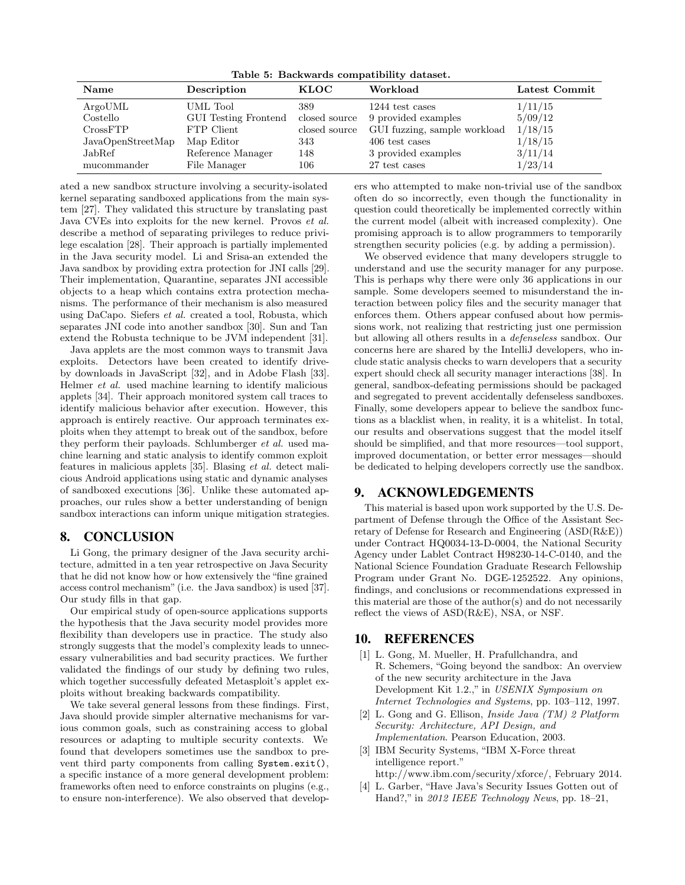Table 5: Backwards compatibility dataset.

| Name | Description | KLOC | Workload | Latest Commit |
|---|---|---|---|---|
| ArgoUML | UML Tool | 389 | 1244 test cases | 1/11/15 |
| Costello | GUI Testing Frontend | closed source | 9 provided examples | 5/09/12 |
| CrossFTP | FTP Client | closed source | GUI fuzzing, sample workload | 1/18/15 |
| JavaOpenStreetMap | Map Editor | 343 | 406 test cases | 1/18/15 |
| JabRef | Reference Manager | 148 | 3 provided examples | 3/11/14 |
| mucommander | File Manager | 106 | 27 test cases | 1/23/14 |

ated a new sandbox structure involving a security-isolated kernel separating sandboxed applications from the main system [27]. They validated this structure by translating past Java CVEs into exploits for the new kernel. Provos *et al.* describe a method of separating privileges to reduce privilege escalation [28]. Their approach is partially implemented in the Java security model. Li and Srisa-an extended the Java sandbox by providing extra protection for JNI calls [29]. Their implementation, Quarantine, separates JNI accessible objects to a heap which contains extra protection mechanisms. The performance of their mechanism is also measured using DaCapo. Siefers *et al.* created a tool, Robusta, which separates JNI code into another sandbox [30]. Sun and Tan extend the Robusta technique to be JVM independent [31].

Java applets are the most common ways to transmit Java exploits. Detectors have been created to identify drive-by downloads in JavaScript [32], and in Adobe Flash [33]. Helmer *et al.* used machine learning to identify malicious applets [34]. Their approach monitored system call traces to identify malicious behavior after execution. However, this approach is entirely reactive. Our approach terminates exploits when they attempt to break out of the sandbox, before they perform their payloads. Schlumberger *et al.* used machine learning and static analysis to identify common exploit features in malicious applets [35]. Blasing *et al.* detect malicious Android applications using static and dynamic analyses of sandboxed executions [36]. Unlike these automated approaches, our rules show a better understanding of benign sandbox interactions can inform unique mitigation strategies.

## 8. CONCLUSION

Li Gong, the primary designer of the Java security architecture, admitted in a ten year retrospective on Java Security that he did not know how or how extensively the "fine grained access control mechanism" (i.e. the Java sandbox) is used [37]. Our study fills in that gap.

Our empirical study of open-source applications supports the hypothesis that the Java security model provides more flexibility than developers use in practice. The study also strongly suggests that the model's complexity leads to unnecessary vulnerabilities and bad security practices. We further validated the findings of our study by defining two rules, which together successfully defeated Metasploit's applet exploits without breaking backwards compatibility.

We take several general lessons from these findings. First, Java should provide simpler alternative mechanisms for various common goals, such as constraining access to global resources or adapting to multiple security contexts. We found that developers sometimes use the sandbox to prevent third party components from calling `System.exit()`, a specific instance of a more general development problem: frameworks often need to enforce constraints on plugins (e.g., to ensure non-interference). We also observed that developers who attempted to make non-trivial use of the sandbox often do so incorrectly, even though the functionality in question could theoretically be implemented correctly within the current model (albeit with increased complexity). One promising approach is to allow programmers to temporarily strengthen security policies (e.g. by adding a permission).

We observed evidence that many developers struggle to understand and use the security manager for any purpose. This is perhaps why there were only 36 applications in our sample. Some developers seemed to misunderstand the interaction between policy files and the security manager that enforces them. Others appear confused about how permissions work, not realizing that restricting just one permission but allowing all others results in a *defenseless* sandbox. Our concerns here are shared by the IntelliJ developers, who include static analysis checks to warn developers that a security expert should check all security manager interactions [38]. In general, sandbox-defeating permissions should be packaged and segregated to prevent accidentally defenseless sandboxes. Finally, some developers appear to believe the sandbox functions as a blacklist when, in reality, it is a whitelist. In total, our results and observations suggest that the model itself should be simplified, and that more resources—tool support, improved documentation, or better error messages—should be dedicated to helping developers correctly use the sandbox.

## 9. ACKNOWLEDGEMENTS

This material is based upon work supported by the U.S. Department of Defense through the Office of the Assistant Secretary of Defense for Research and Engineering (ASD(R&E)) under Contract HQ0034-13-D-0004, the National Security Agency under Lablet Contract H98230-14-C-0140, and the National Science Foundation Graduate Research Fellowship Program under Grant No. DGE-1252522. Any opinions, findings, and conclusions or recommendations expressed in this material are those of the author(s) and do not necessarily reflect the views of ASD(R&E), NSA, or NSF.

## 10. REFERENCES

[1] L. Gong, M. Mueller, H. Prafullchandra, and R. Schemers, "Going beyond the sandbox: An overview of the new security architecture in the Java Development Kit 1.2.," in *USENIX Symposium on Internet Technologies and Systems*, pp. 103–112, 1997.

[2] L. Gong and G. Ellison, *Inside Java (TM) 2 Platform Security: Architecture, API Design, and Implementation*. Pearson Education, 2003.

[3] IBM Security Systems, "IBM X-Force threat intelligence report." http://www.ibm.com/security/xforce/, February 2014.

[4] L. Garber, "Have Java's Security Issues Gotten out of Hand?," in *2012 IEEE Technology News*, pp. 18–21,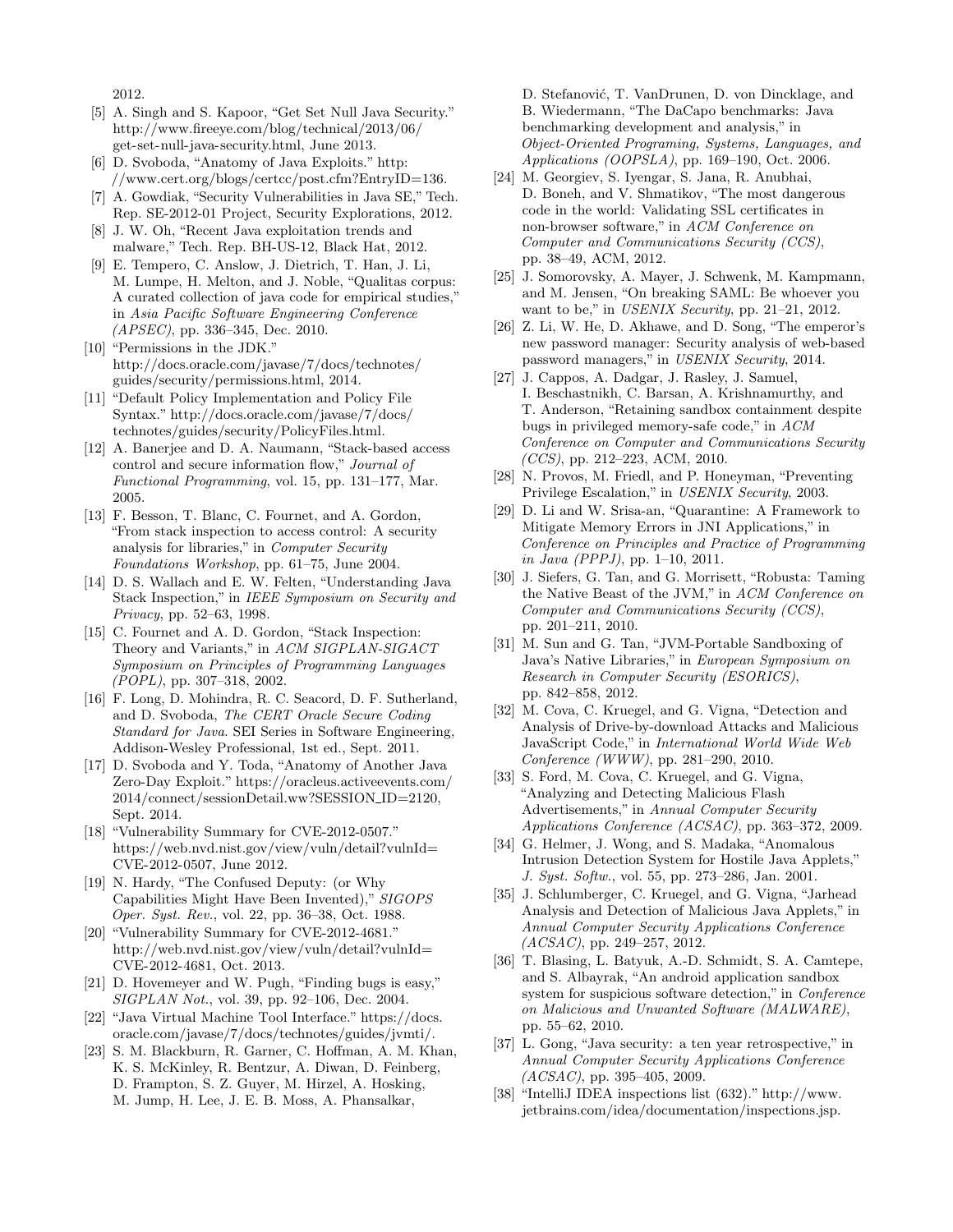2012.

[5] A. Singh and S. Kapoor, "Get Set Null Java Security." http://www.fireeye.com/blog/technical/2013/06/get-set-null-java-security.html, June 2013.

[6] D. Svoboda, "Anatomy of Java Exploits." http://www.cert.org/blogs/certcc/post.cfm?EntryID=136.

[7] A. Gowdiak, "Security Vulnerabilities in Java SE," Tech. Rep. SE-2012-01 Project, Security Explorations, 2012.

[8] J. W. Oh, "Recent Java exploitation trends and malware," Tech. Rep. BH-US-12, Black Hat, 2012.

[9] E. Tempero, C. Anslow, J. Dietrich, T. Han, J. Li, M. Lumpe, H. Melton, and J. Noble, "Qualitas corpus: A curated collection of java code for empirical studies," in *Asia Pacific Software Engineering Conference (APSEC)*, pp. 336–345, Dec. 2010.

[10] "Permissions in the JDK." http://docs.oracle.com/javase/7/docs/technotes/guides/security/permissions.html, 2014.

[11] "Default Policy Implementation and Policy File Syntax." http://docs.oracle.com/javase/7/docs/technotes/guides/security/PolicyFiles.html.

[12] A. Banerjee and D. A. Naumann, "Stack-based access control and secure information flow," *Journal of Functional Programming*, vol. 15, pp. 131–177, Mar. 2005.

[13] F. Besson, T. Blanc, C. Fournet, and A. Gordon, "From stack inspection to access control: A security analysis for libraries," in *Computer Security Foundations Workshop*, pp. 61–75, June 2004.

[14] D. S. Wallach and E. W. Felten, "Understanding Java Stack Inspection," in *IEEE Symposium on Security and Privacy*, pp. 52–63, 1998.

[15] C. Fournet and A. D. Gordon, "Stack Inspection: Theory and Variants," in *ACM SIGPLAN-SIGACT Symposium on Principles of Programming Languages (POPL)*, pp. 307–318, 2002.

[16] F. Long, D. Mohindra, R. C. Seacord, D. F. Sutherland, and D. Svoboda, *The CERT Oracle Secure Coding Standard for Java*. SEI Series in Software Engineering, Addison-Wesley Professional, 1st ed., Sept. 2011.

[17] D. Svoboda and Y. Toda, "Anatomy of Another Java Zero-Day Exploit." https://oracleus.activeevents.com/2014/connect/sessionDetail.ww?SESSION_ID=2120, Sept. 2014.

[18] "Vulnerability Summary for CVE-2012-0507." https://web.nvd.nist.gov/view/vuln/detail?vulnId=CVE-2012-0507, June 2012.

[19] N. Hardy, "The Confused Deputy: (or Why Capabilities Might Have Been Invented)," *SIGOPS Oper. Syst. Rev.*, vol. 22, pp. 36–38, Oct. 1988.

[20] "Vulnerability Summary for CVE-2012-4681." http://web.nvd.nist.gov/view/vuln/detail?vulnId=CVE-2012-4681, Oct. 2013.

[21] D. Hovemeyer and W. Pugh, "Finding bugs is easy," *SIGPLAN Not.*, vol. 39, pp. 92–106, Dec. 2004.

[22] "Java Virtual Machine Tool Interface." https://docs.oracle.com/javase/7/docs/technotes/guides/jvmti/.

[23] S. M. Blackburn, R. Garner, C. Hoffman, A. M. Khan, K. S. McKinley, R. Bentzur, A. Diwan, D. Feinberg, D. Frampton, S. Z. Guyer, M. Hirzel, A. Hosking, M. Jump, H. Lee, J. E. B. Moss, A. Phansalkar, D. Stefanović, T. VanDrunen, D. von Dincklage, and B. Wiedermann, "The DaCapo benchmarks: Java benchmarking development and analysis," in *Object-Oriented Programing, Systems, Languages, and Applications (OOPSLA)*, pp. 169–190, Oct. 2006.

[24] M. Georgiev, S. Iyengar, S. Jana, R. Anubhai, D. Boneh, and V. Shmatikov, "The most dangerous code in the world: Validating SSL certificates in non-browser software," in *ACM Conference on Computer and Communications Security (CCS)*, pp. 38–49, ACM, 2012.

[25] J. Somorovsky, A. Mayer, J. Schwenk, M. Kampmann, and M. Jensen, "On breaking SAML: Be whoever you want to be," in *USENIX Security*, pp. 21–21, 2012.

[26] Z. Li, W. He, D. Akhawe, and D. Song, "The emperor's new password manager: Security analysis of web-based password managers," in *USENIX Security*, 2014.

[27] J. Cappos, A. Dadgar, J. Rasley, J. Samuel, I. Beschastnikh, C. Barsan, A. Krishnamurthy, and T. Anderson, "Retaining sandbox containment despite bugs in privileged memory-safe code," in *ACM Conference on Computer and Communications Security (CCS)*, pp. 212–223, ACM, 2010.

[28] N. Provos, M. Friedl, and P. Honeyman, "Preventing Privilege Escalation," in *USENIX Security*, 2003.

[29] D. Li and W. Srisa-an, "Quarantine: A Framework to Mitigate Memory Errors in JNI Applications," in *Conference on Principles and Practice of Programming in Java (PPPJ)*, pp. 1–10, 2011.

[30] J. Siefers, G. Tan, and G. Morrisett, "Robusta: Taming the Native Beast of the JVM," in *ACM Conference on Computer and Communications Security (CCS)*, pp. 201–211, 2010.

[31] M. Sun and G. Tan, "JVM-Portable Sandboxing of Java's Native Libraries," in *European Symposium on Research in Computer Security (ESORICS)*, pp. 842–858, 2012.

[32] M. Cova, C. Kruegel, and G. Vigna, "Detection and Analysis of Drive-by-download Attacks and Malicious JavaScript Code," in *International World Wide Web Conference (WWW)*, pp. 281–290, 2010.

[33] S. Ford, M. Cova, C. Kruegel, and G. Vigna, "Analyzing and Detecting Malicious Flash Advertisements," in *Annual Computer Security Applications Conference (ACSAC)*, pp. 363–372, 2009.

[34] G. Helmer, J. Wong, and S. Madaka, "Anomalous Intrusion Detection System for Hostile Java Applets," *J. Syst. Softw.*, vol. 55, pp. 273–286, Jan. 2001.

[35] J. Schlumberger, C. Kruegel, and G. Vigna, "Jarhead Analysis and Detection of Malicious Java Applets," in *Annual Computer Security Applications Conference (ACSAC)*, pp. 249–257, 2012.

[36] T. Blasing, L. Batyuk, A.-D. Schmidt, S. A. Camtepe, and S. Albayrak, "An android application sandbox system for suspicious software detection," in *Conference on Malicious and Unwanted Software (MALWARE)*, pp. 55–62, 2010.

[37] L. Gong, "Java security: a ten year retrospective," in *Annual Computer Security Applications Conference (ACSAC)*, pp. 395–405, 2009.

[38] "IntelliJ IDEA inspections list (632)." http://www.jetbrains.com/idea/documentation/inspections.jsp.